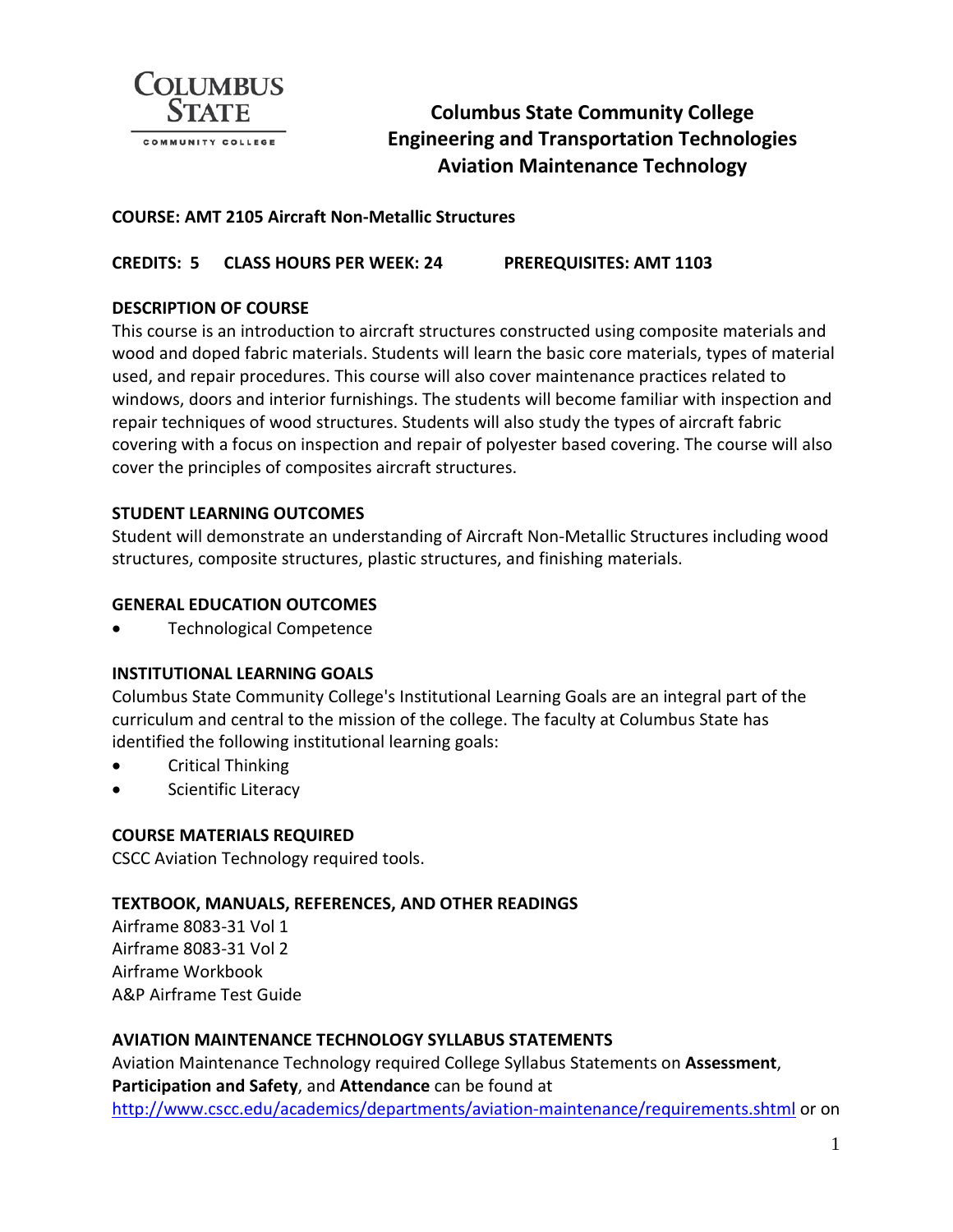COLUMBUS STATE COMMUNITY COLLEGE

# Columbus State Community College
## Engineering and Transportation Technologies
## Aviation Maintenance Technology

**COURSE: AMT 2105 Aircraft Non-Metallic Structures**

**CREDITS: 5 CLASS HOURS PER WEEK: 24 PREREQUISITES: AMT 1103**

**DESCRIPTION OF COURSE**

This course is an introduction to aircraft structures constructed using composite materials and wood and doped fabric materials. Students will learn the basic core materials, types of material used, and repair procedures. This course will also cover maintenance practices related to windows, doors and interior furnishings. The students will become familiar with inspection and repair techniques of wood structures. Students will also study the types of aircraft fabric covering with a focus on inspection and repair of polyester based covering. The course will also cover the principles of composites aircraft structures.

**STUDENT LEARNING OUTCOMES**

Student will demonstrate an understanding of Aircraft Non-Metallic Structures including wood structures, composite structures, plastic structures, and finishing materials.

**GENERAL EDUCATION OUTCOMES**

- Technological Competence

**INSTITUTIONAL LEARNING GOALS**

Columbus State Community College's Institutional Learning Goals are an integral part of the curriculum and central to the mission of the college. The faculty at Columbus State has identified the following institutional learning goals:

- Critical Thinking
- Scientific Literacy

**COURSE MATERIALS REQUIRED**

CSCC Aviation Technology required tools.

**TEXTBOOK, MANUALS, REFERENCES, AND OTHER READINGS**

Airframe 8083-31 Vol 1
Airframe 8083-31 Vol 2
Airframe Workbook
A&P Airframe Test Guide

**AVIATION MAINTENANCE TECHNOLOGY SYLLABUS STATEMENTS**

Aviation Maintenance Technology required College Syllabus Statements on **Assessment**, **Participation and Safety**, and **Attendance** can be found at http://www.cscc.edu/academics/departments/aviation-maintenance/requirements.shtml or on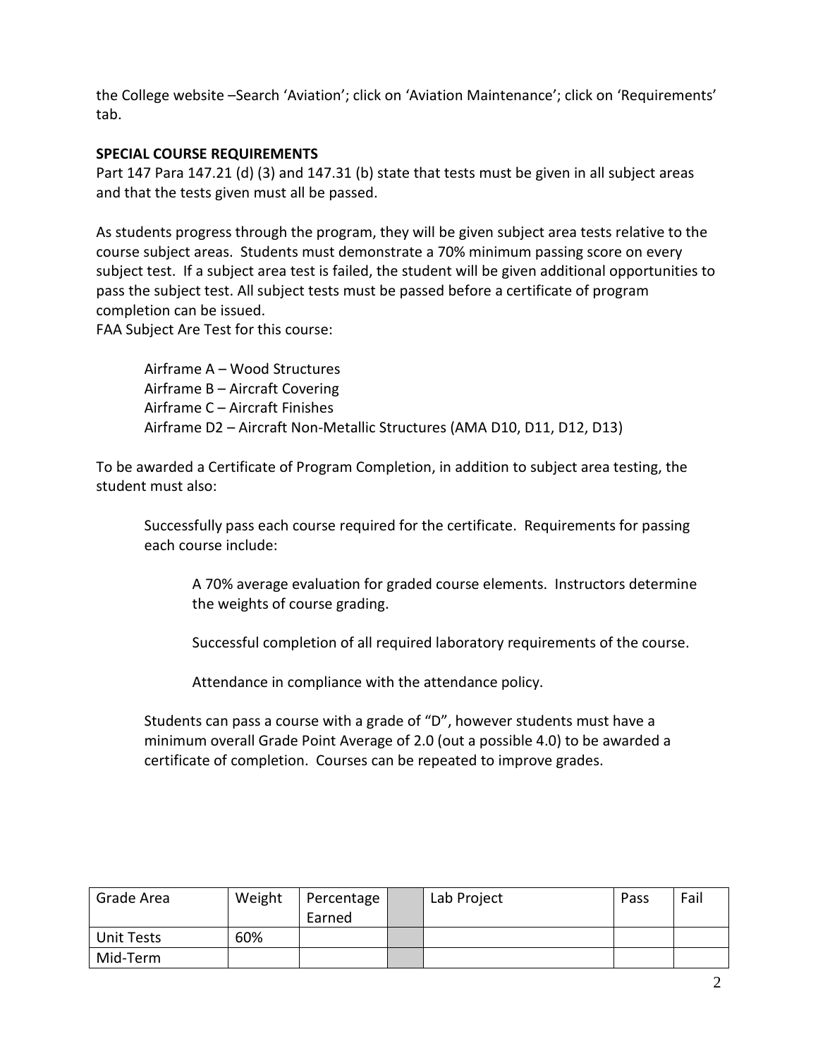the College website –Search 'Aviation'; click on 'Aviation Maintenance'; click on 'Requirements' tab.

**SPECIAL COURSE REQUIREMENTS**

Part 147 Para 147.21 (d) (3) and 147.31 (b) state that tests must be given in all subject areas and that the tests given must all be passed.

As students progress through the program, they will be given subject area tests relative to the course subject areas. Students must demonstrate a 70% minimum passing score on every subject test. If a subject area test is failed, the student will be given additional opportunities to pass the subject test. All subject tests must be passed before a certificate of program completion can be issued.

FAA Subject Are Test for this course:

> Airframe A – Wood Structures
> Airframe B – Aircraft Covering
> Airframe C – Aircraft Finishes
> Airframe D2 – Aircraft Non-Metallic Structures (AMA D10, D11, D12, D13)

To be awarded a Certificate of Program Completion, in addition to subject area testing, the student must also:

> Successfully pass each course required for the certificate. Requirements for passing each course include:
>
> > A 70% average evaluation for graded course elements. Instructors determine the weights of course grading.
> >
> > Successful completion of all required laboratory requirements of the course.
> >
> > Attendance in compliance with the attendance policy.
>
> Students can pass a course with a grade of "D", however students must have a minimum overall Grade Point Average of 2.0 (out a possible 4.0) to be awarded a certificate of completion. Courses can be repeated to improve grades.

| Grade Area | Weight | Percentage Earned | | Lab Project | Pass | Fail |
|---|---|---|---|---|---|---|
| Unit Tests | 60% | | | | | |
| Mid-Term | | | | | | |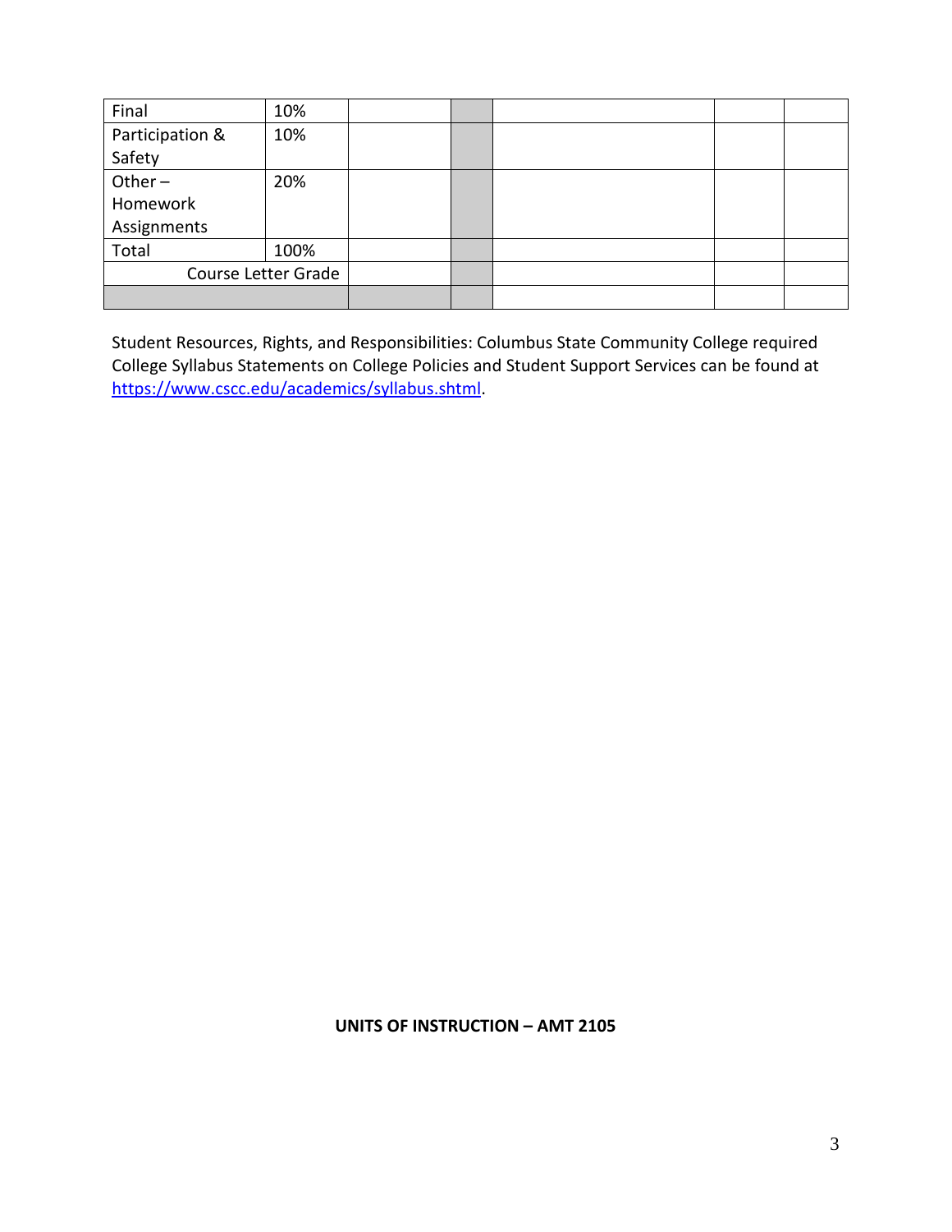| Final | 10% | | | | | |
|---|---|---|---|---|---|---|
| Participation & Safety | 10% | | | | | |
| Other – Homework Assignments | 20% | | | | | |
| Total | 100% | | | | | |
| Course Letter Grade | | | | | | |
| | | | | | | |

Student Resources, Rights, and Responsibilities: Columbus State Community College required College Syllabus Statements on College Policies and Student Support Services can be found at https://www.cscc.edu/academics/syllabus.shtml.

**UNITS OF INSTRUCTION – AMT 2105**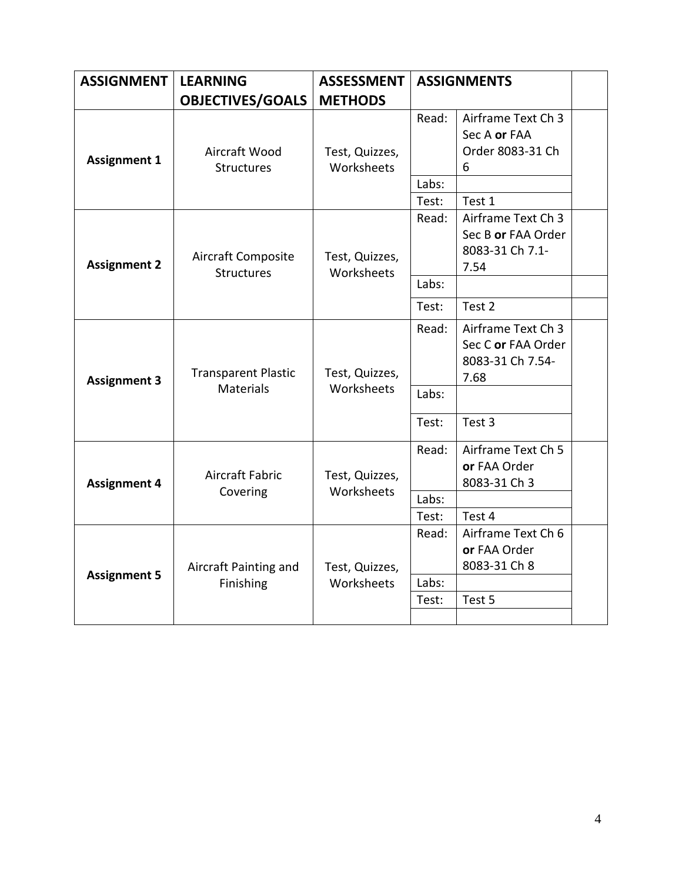| ASSIGNMENT | LEARNING OBJECTIVES/GOALS | ASSESSMENT METHODS | ASSIGNMENTS | | |
|---|---|---|---|---|---|
| **Assignment 1** | Aircraft Wood Structures | Test, Quizzes, Worksheets | Read: | Airframe Text Ch 3 Sec A **or** FAA Order 8083-31 Ch 6 | |
| | | | Labs: | | |
| | | | Test: | Test 1 | |
| **Assignment 2** | Aircraft Composite Structures | Test, Quizzes, Worksheets | Read: | Airframe Text Ch 3 Sec B **or** FAA Order 8083-31 Ch 7.1-7.54 | |
| | | | Labs: | | |
| | | | Test: | Test 2 | |
| **Assignment 3** | Transparent Plastic Materials | Test, Quizzes, Worksheets | Read: | Airframe Text Ch 3 Sec C **or** FAA Order 8083-31 Ch 7.54-7.68 | |
| | | | Labs: | | |
| | | | Test: | Test 3 | |
| **Assignment 4** | Aircraft Fabric Covering | Test, Quizzes, Worksheets | Read: | Airframe Text Ch 5 **or** FAA Order 8083-31 Ch 3 | |
| | | | Labs: | | |
| | | | Test: | Test 4 | |
| **Assignment 5** | Aircraft Painting and Finishing | Test, Quizzes, Worksheets | Read: | Airframe Text Ch 6 **or** FAA Order 8083-31 Ch 8 | |
| | | | Labs: | | |
| | | | Test: | Test 5 | |
| | | | | | |